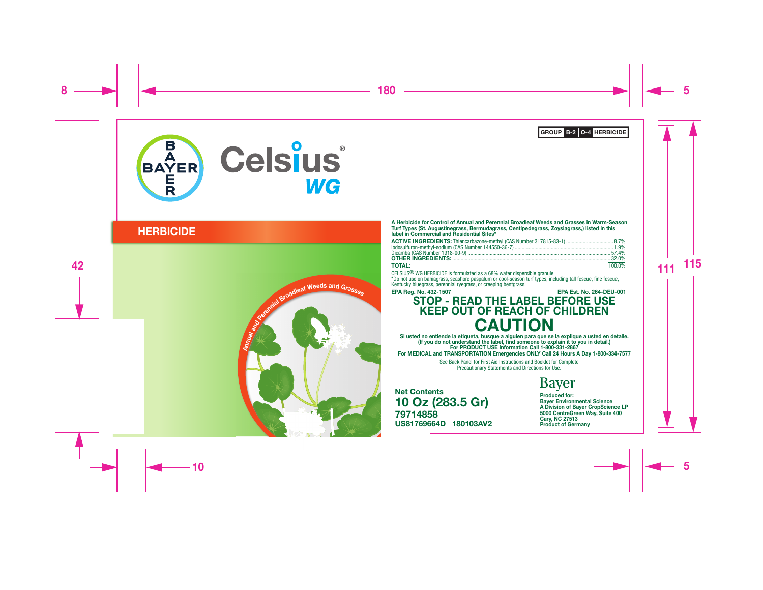GROUP **B-2** | **O-4** HERBICIDE

# Celsius® WG

## HERBICIDE

Annual and Perennial Broadleaf Weeds and Grasses

**A Herbicide for Control of Annual and Perennial Broadleaf Weeds and Grasses in Warm-Season Turf Types (St. Augustinegrass, Bermudagrass, Centipedegrass, Zoysiagrass,) listed in this label in Commercial and Residential Sites***

| | |
|---|---|
| **ACTIVE INGREDIENTS:** Thiencarbazone-methyl (CAS Number 317815-83-1) | 8.7% |
| Iodosulfuron-methyl-sodium (CAS Number 144550-36-7) | 1.9% |
| Dicamba (CAS Number 1918-00-9) | 57.4% |
| **OTHER INGREDIENTS:** | 32.0% |
| **TOTAL:** | 100.0% |

CELSIUS® WG HERBICIDE is formulated as a 68% water dispersible granule

*Do not use on bahiagrass, seashore paspalum or cool-season turf types, including tall fescue, fine fescue, Kentucky bluegrass, perennial ryegrass, or creeping bentgrass.

**EPA Reg. No. 432-1507** **EPA Est. No. 264-DEU-001**

## STOP - READ THE LABEL BEFORE USE
## KEEP OUT OF REACH OF CHILDREN
# CAUTION

**Si usted no entiende la etiqueta, busque a alguien para que se la explique a usted en detalle.**
**(If you do not understand the label, find someone to explain it to you in detail.)**
**For PRODUCT USE Information Call 1-800-331-2867**
**For MEDICAL and TRANSPORTATION Emergencies ONLY Call 24 Hours A Day 1-800-334-7577**

See Back Panel for First Aid Instructions and Booklet for Complete Precautionary Statements and Directions for Use.

**Net Contents**
**10 Oz (283.5 Gr)**
**79714858**
**US81769664D 180103AV2**

Bayer

**Produced for:**
**Bayer Environmental Science**
**A Division of Bayer CropScience LP**
**5000 CentreGreen Way, Suite 400**
**Cary, NC 27513**
**Product of Germany**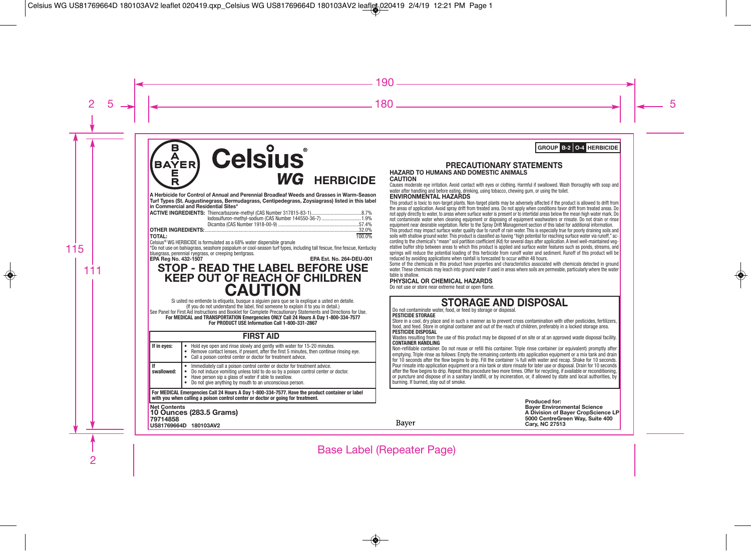# Celsius® WG HERBICIDE

**A Herbicide for Control of Annual and Perennial Broadleaf Weeds and Grasses in Warm-Season Turf Types (St. Augustinegrass, Bermudagrass, Centipedegrass, Zoysiagrass) listed in this label in Commercial and Residential Sites***

| | | |
|---|---|---|
| **ACTIVE INGREDIENTS:** | Thiencarbazone-methyl (CAS Number 317815-83-1) | 8.7% |
| | Iodosulfuron-methyl-sodium (CAS Number 144550-36-7) | 1.9% |
| | Dicamba (CAS Number 1918-00-9) | 57.4% |
| **OTHER INGREDIENTS:** | | 32.0% |
| **TOTAL:** | | 100.0% |

Celsius® WG HERBICIDE is formulated as a 68% water dispersible granule

*Do not use on bahiagrass, seashore paspalum or cool-season turf types, including tall fescue, fine fescue, Kentucky bluegrass, perennial ryegrass, or creeping bentgrass.

**EPA Reg No. 432-1507** **EPA Est. No. 264-DEU-001**

## STOP - READ THE LABEL BEFORE USE
## KEEP OUT OF REACH OF CHILDREN
# CAUTION

Si usted no entiende la etiqueta, busque a alguien para que se la explique a usted en detalle.
(If you do not understand the label, find someone to explain it to you in detail.)

See Panel for First Aid Instructions and Booklet for Complete Precautionary Statements and Directions for Use.

**For MEDICAL and TRANSPORTATION Emergencies ONLY Call 24 Hours A Day 1-800-334-7577**

**For PRODUCT USE Information Call 1-800-331-2867**

## FIRST AID

| | |
|---|---|
| **If in eyes:** | • Hold eye open and rinse slowly and gently with water for 15-20 minutes.<br>• Remove contact lenses, if present, after the first 5 minutes, then continue rinsing eye.<br>• Call a poison control center or doctor for treatment advice. |
| **If swallowed:** | • Immediately call a poison control center or doctor for treatment advice.<br>• Do not induce vomiting unless told to do so by a poison control center or doctor.<br>• Have person sip a glass of water if able to swallow.<br>• Do not give anything by mouth to an unconscious person. |

**For MEDICAL Emergencies Call 24 Hours A Day 1-800-334-7577. Have the product container or label with you when calling a poison control center or doctor or going for treatment.**

**Net Contents**
**10 Ounces (283.5 Grams)**
**79714858**
**US81769664D 180103AV2**

**GROUP B-2 O-4 HERBICIDE**

## PRECAUTIONARY STATEMENTS

### HAZARD TO HUMANS AND DOMESTIC ANIMALS

**CAUTION**

Causes moderate eye irritation. Avoid contact with eyes or clothing. Harmful if swallowed. Wash thoroughly with soap and water after handling and before eating, drinking, using tobacco, chewing gum, or using the toilet.

### ENVIRONMENTAL HAZARDS

This product is toxic to non-target plants. Non-target plants may be adversely affected if the product is allowed to drift from the areas of application. Avoid spray drift from treated area. Do not apply when conditions favor drift from treated areas. Do not apply directly to water, to areas where surface water is present or to intertidal areas below the mean high water mark. Do not contaminate water when cleaning equipment or disposing of equipment washwaters or rinsate. Do not drain or rinse equipment near desirable vegetation. Refer to the Spray Drift Management section of this label for additional information.

This product may impact surface water quality due to runoff of rain water. This is especially true for poorly draining soils and soils with shallow ground water. This product is classified as having "high potential for reaching surface water via runoff," according to the chemical's "mean" soil partition coefficient (Kd) for several days after application. A level well-maintained vegetative buffer strip between areas to which this product is applied and surface water features such as ponds, streams, and springs will reduce the potential loading of this herbicide from runoff water and sediment. Runoff of this product will be reduced by avoiding applications when rainfall is forecasted to occur within 48 hours.

Some of the chemicals in this product have properties and characteristics associated with chemicals detected in ground water. These chemicals may leach into ground water if used in areas where soils are permeable, particularly where the water table is shallow.

### PHYSICAL OR CHEMICAL HAZARDS

Do not use or store near extreme heat or open flame.

## STORAGE AND DISPOSAL

Do not contaminate water, food, or feed by storage or disposal.

**PESTICIDE STORAGE**

Store in a cool, dry place and in such a manner as to prevent cross contamination with other pesticides, fertilizers, food, and feed. Store in original container and out of the reach of children, preferably in a locked storage area.

**PESTICIDE DISPOSAL**

Wastes resulting from the use of this product may be disposed of on site or at an approved waste disposal facility.

**CONTAINER HANDLING**

Non-refillable container. Do not reuse or refill this container. Triple rinse container (or equivalent) promptly after emptying. Triple rinse as follows: Empty the remaining contents into application equipment or a mix tank and drain for 10 seconds after the flow begins to drip. Fill the container ¼ full with water and recap. Shake for 10 seconds. Pour rinsate into application equipment or a mix tank or store rinsate for later use or disposal. Drain for 10 seconds after the flow begins to drip. Repeat this procedure two more times. Offer for recycling, if available or reconditioning, or puncture and dispose of in a sanitary landfill, or by incineration, or, if allowed by state and local authorities, by burning. If burned, stay out of smoke.

Bayer

**Produced for:**
**Bayer Environmental Science**
**A Division of Bayer CropScience LP**
**5000 CentreGreen Way, Suite 400**
**Cary, NC 27513**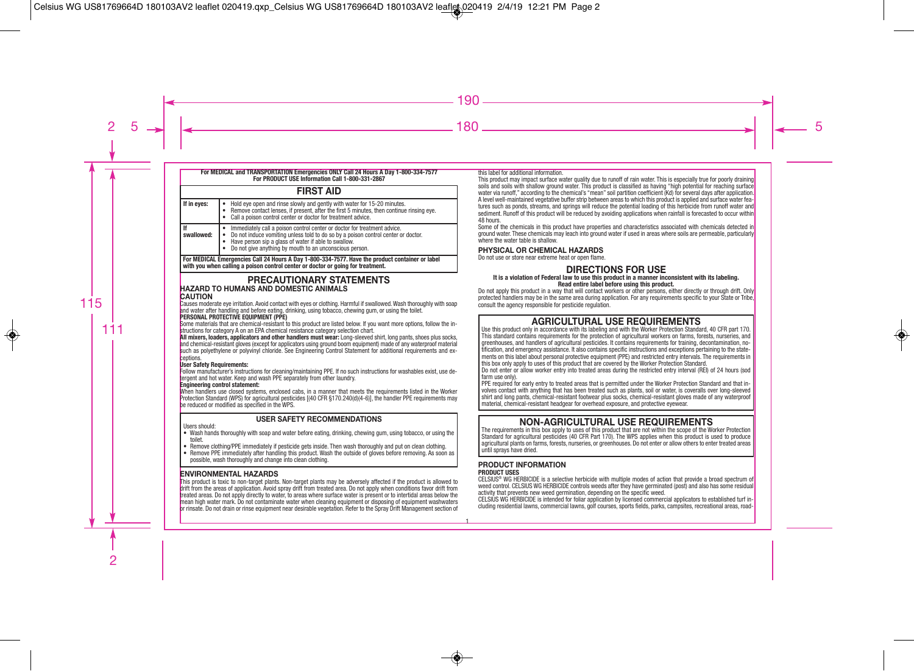**For MEDICAL and TRANSPORTATION Emergencies ONLY Call 24 Hours A Day 1-800-334-7577**
**For PRODUCT USE Information Call 1-800-331-2867**

## FIRST AID

| | |
|---|---|
| **If in eyes:** | • Hold eye open and rinse slowly and gently with water for 15-20 minutes.<br>• Remove contact lenses, if present, after the first 5 minutes, then continue rinsing eye.<br>• Call a poison control center or doctor for treatment advice. |
| **If swallowed:** | • Immediately call a poison control center or doctor for treatment advice.<br>• Do not induce vomiting unless told to do so by a poison control center or doctor.<br>• Have person sip a glass of water if able to swallow.<br>• Do not give anything by mouth to an unconscious person. |

**For MEDICAL Emergencies Call 24 Hours A Day 1-800-334-7577. Have the product container or label with you when calling a poison control center or doctor or going for treatment.**

## PRECAUTIONARY STATEMENTS

### HAZARD TO HUMANS AND DOMESTIC ANIMALS

**CAUTION**

Causes moderate eye irritation. Avoid contact with eyes or clothing. Harmful if swallowed. Wash thoroughly with soap and water after handling and before eating, drinking, using tobacco, chewing gum, or using the toilet.

**PERSONAL PROTECTIVE EQUIPMENT (PPE)**

Some materials that are chemical-resistant to this product are listed below. If you want more options, follow the instructions for category A on an EPA chemical resistance category selection chart.

**All mixers, loaders, applicators and other handlers must wear:** Long-sleeved shirt, long pants, shoes plus socks, and chemical-resistant gloves (except for applicators using ground boom equipment) made of any waterproof material such as polyethylene or polyvinyl chloride. See Engineering Control Statement for additional requirements and exceptions.

**User Safety Requirements:**

Follow manufacturer's instructions for cleaning/maintaining PPE. If no such instructions for washables exist, use detergent and hot water. Keep and wash PPE separately from other laundry.

**Engineering control statement:**

When handlers use closed systems, enclosed cabs, in a manner that meets the requirements listed in the Worker Protection Standard (WPS) for agricultural pesticides [(40 CFR §170.240(d)(4-6)], the handler PPE requirements may be reduced or modified as specified in the WPS.

### USER SAFETY RECOMMENDATIONS

Users should:

- Wash hands thoroughly with soap and water before eating, drinking, chewing gum, using tobacco, or using the toilet.
- Remove clothing/PPE immediately if pesticide gets inside. Then wash thoroughly and put on clean clothing.
- Remove PPE immediately after handling this product. Wash the outside of gloves before removing. As soon as possible, wash thoroughly and change into clean clothing.

### ENVIRONMENTAL HAZARDS

This product is toxic to non-target plants. Non-target plants may be adversely affected if the product is allowed to drift from the areas of application. Avoid spray drift from treated area. Do not apply when conditions favor drift from treated areas. Do not apply directly to water, to areas where surface water is present or to intertidal areas below the mean high water mark. Do not contaminate water when cleaning equipment or disposing of equipment washwaters or rinsate. Do not drain or rinse equipment near desirable vegetation. Refer to the Spray Drift Management section of this label for additional information.

This product may impact surface water quality due to runoff of rain water. This is especially true for poorly draining soils and soils with shallow ground water. This product is classified as having "high potential for reaching surface water via runoff," according to the chemical's "mean" soil partition coefficient (Kd) for several days after application. A level well-maintained vegetative buffer strip between areas to which this product is applied and surface water features such as ponds, streams, and springs will reduce the potential loading of this herbicide from runoff water and sediment. Runoff of this product will be reduced by avoiding applications when rainfall is forecasted to occur within 48 hours.

Some of the chemicals in this product have properties and characteristics associated with chemicals detected in ground water. These chemicals may leach into ground water if used in areas where soils are permeable, particularly where the water table is shallow.

### PHYSICAL OR CHEMICAL HAZARDS

Do not use or store near extreme heat or open flame.

## DIRECTIONS FOR USE

**It is a violation of Federal law to use this product in a manner inconsistent with its labeling.**
**Read entire label before using this product.**

Do not apply this product in a way that will contact workers or other persons, either directly or through drift. Only protected handlers may be in the same area during application. For any requirements specific to your State or Tribe, consult the agency responsible for pesticide regulation.

### AGRICULTURAL USE REQUIREMENTS

Use this product only in accordance with its labeling and with the Worker Protection Standard, 40 CFR part 170. This standard contains requirements for the protection of agricultural workers on farms, forests, nurseries, and greenhouses, and handlers of agricultural pesticides. It contains requirements for training, decontamination, notification, and emergency assistance. It also contains specific instructions and exceptions pertaining to the statements on this label about personal protective equipment (PPE) and restricted entry intervals. The requirements in this box only apply to uses of this product that are covered by the Worker Protection Standard.

Do not enter or allow worker entry into treated areas during the restricted entry interval (REI) of 24 hours (sod farm use only).

PPE required for early entry to treated areas that is permitted under the Worker Protection Standard and that involves contact with anything that has been treated such as plants, soil or water, is coveralls over long-sleeved shirt and long pants, chemical-resistant footwear plus socks, chemical-resistant gloves made of any waterproof material, chemical-resistant headgear for overhead exposure, and protective eyewear.

### NON-AGRICULTURAL USE REQUIREMENTS

The requirements in this box apply to uses of this product that are not within the scope of the Worker Protection Standard for agricultural pesticides (40 CFR Part 170). The WPS applies when this product is used to produce agricultural plants on farms, forests, nurseries, or greenhouses. Do not enter or allow others to enter treated areas until sprays have dried.

### PRODUCT INFORMATION

**PRODUCT USES**

CELSIUS® WG HERBICIDE is a selective herbicide with multiple modes of action that provide a broad spectrum of weed control. CELSIUS WG HERBICIDE controls weeds after they have germinated (post) and also has some residual activity that prevents new weed germination, depending on the specific weed.

CELSIUS WG HERBICIDE is intended for foliar application by licensed commercial applicators to established turf including residential lawns, commercial lawns, golf courses, sports fields, parks, campsites, recreational areas, road-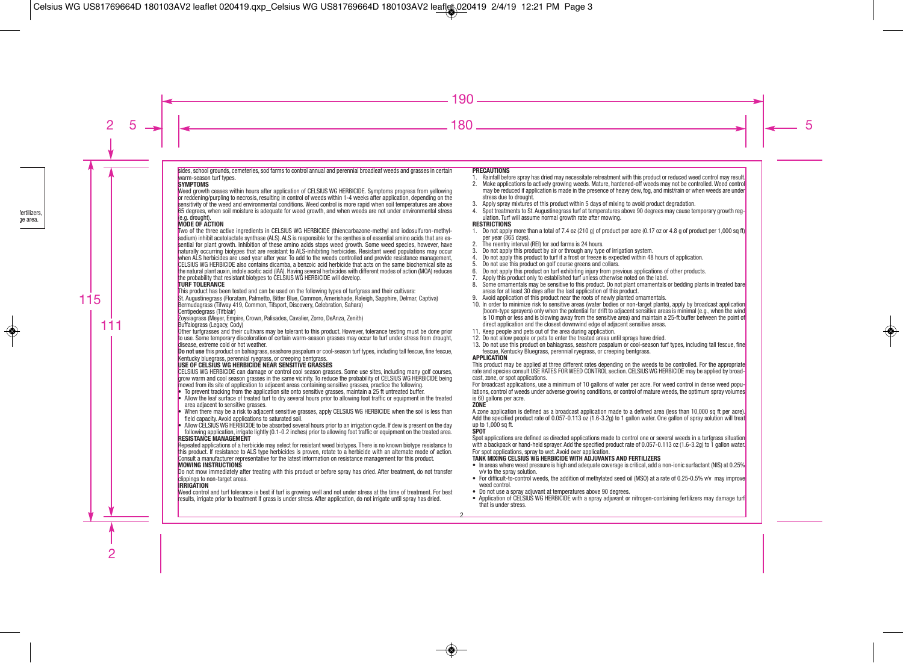sides, school grounds, cemeteries, sod farms to control annual and perennial broadleaf weeds and grasses in certain warm-season turf types.

**SYMPTOMS**

Weed growth ceases within hours after application of CELSIUS WG HERBICIDE. Symptoms progress from yellowing or reddening/purpling to necrosis, resulting in control of weeds within 1-4 weeks after application, depending on the sensitivity of the weed and environmental conditions. Weed control is more rapid when soil temperatures are above 65 degrees, when soil moisture is adequate for weed growth, and when weeds are not under environmental stress (e.g. drought).

**MODE OF ACTION**

Two of the three active ingredients in CELSIUS WG HERBICIDE (thiencarbazone-methyl and iodosulfuron-methyl-sodium) inhibit acetolactate synthase (ALS). ALS is responsible for the synthesis of essential amino acids that are essential for plant growth. Inhibition of these amino acids stops weed growth. Some weed species, however, have naturally occurring biotypes that are resistant to ALS-inhibiting herbicides. Resistant weed populations may occur when ALS herbicides are used year after year. To add to the weeds controlled and provide resistance management, CELSIUS WG HERBICIDE also contains dicamba, a benzoic acid herbicide that acts on the same biochemical site as the natural plant auxin, indole acetic acid (IAA). Having several herbicides with different modes of action (MOA) reduces the probability that resistant biotypes to CELSIUS WG HERBICIDE will develop.

**TURF TOLERANCE**

This product has been tested and can be used on the following types of turfgrass and their cultivars:

St. Augustinegrass (Floratam, Palmetto, Bitter Blue, Common, Amerishade, Raleigh, Sapphire, Delmar, Captiva)
Bermudagrass (Tifway 419, Common, Tifsport, Discovery, Celebration, Sahara)
Centipedegrass (Tifblair)
Zoysiagrass (Meyer, Empire, Crown, Palisades, Cavalier, Zorro, DeAnza, Zenith)
Buffalograss (Legacy, Cody)

Other turfgrasses and their cultivars may be tolerant to this product. However, tolerance testing must be done prior to use. Some temporary discoloration of certain warm-season grasses may occur to turf under stress from drought, disease, extreme cold or hot weather.

**Do not use** this product on bahiagrass, seashore paspalum or cool-season turf types, including tall fescue, fine fescue, Kentucky bluegrass, perennial ryegrass, or creeping bentgrass.

**USE OF CELSIUS WG HERBICIDE NEAR SENSITIVE GRASSES**

CELSIUS WG HERBICIDE can damage or control cool season grasses. Some use sites, including many golf courses, grow warm and cool season grasses in the same vicinity. To reduce the probability of CELSIUS WG HERBICIDE being moved from its site of application to adjacent areas containing sensitive grasses, practice the following.

- To prevent tracking from the application site onto sensitive grasses, maintain a 25 ft untreated buffer.
- Allow the leaf surface of treated turf to dry several hours prior to allowing foot traffic or equipment in the treated area adjacent to sensitive grasses.
- When there may be a risk to adjacent sensitive grasses, apply CELSIUS WG HERBICIDE when the soil is less than field capacity. Avoid applications to saturated soil.
- Allow CELSIUS WG HERBICIDE to be absorbed several hours prior to an irrigation cycle. If dew is present on the day following application, irrigate lightly (0.1-0.2 inches) prior to allowing foot traffic or equipment on the treated area.

**RESISTANCE MANAGEMENT**

Repeated applications of a herbicide may select for resistant weed biotypes. There is no known biotype resistance to this product. If resistance to ALS type herbicides is proven, rotate to a herbicide with an alternate mode of action. Consult a manufacturer representative for the latest information on resistance management for this product.

**MOWING INSTRUCTIONS**

Do not mow immediately after treating with this product or before spray has dried. After treatment, do not transfer clippings to non-target areas.

**IRRIGATION**

Weed control and turf tolerance is best if turf is growing well and not under stress at the time of treatment. For best results, irrigate prior to treatment if grass is under stress. After application, do not irrigate until spray has dried.

**PRECAUTIONS**

1. Rainfall before spray has dried may necessitate retreatment with this product or reduced weed control may result.
2. Make applications to actively growing weeds. Mature, hardened-off weeds may not be controlled. Weed control may be reduced if application is made in the presence of heavy dew, fog, and mist/rain or when weeds are under stress due to drought.
3. Apply spray mixtures of this product within 5 days of mixing to avoid product degradation.
4. Spot treatments to St. Augustinegrass turf at temperatures above 90 degrees may cause temporary growth regulation. Turf will assume normal growth rate after mowing.

**RESTRICTIONS**

1. Do not apply more than a total of 7.4 oz (210 g) of product per acre (0.17 oz or 4.8 g of product per 1,000 sq ft) per year (365 days).
2. The reentry interval (REI) for sod farms is 24 hours.
3. Do not apply this product by air or through any type of irrigation system.
4. Do not apply this product to turf if a frost or freeze is expected within 48 hours of application.
5. Do not use this product on golf course greens and collars.
6. Do not apply this product on turf exhibiting injury from previous applications of other products.
7. Apply this product only to established turf unless otherwise noted on the label.
8. Some ornamentals may be sensitive to this product. Do not plant ornamentals or bedding plants in treated bare areas for at least 30 days after the last application of this product.
9. Avoid application of this product near the roots of newly planted ornamentals.
10. In order to minimize risk to sensitive areas (water bodies or non-target plants), apply by broadcast application (boom-type sprayers) only when the potential for drift to adjacent sensitive areas is minimal (e.g., when the wind is 10 mph or less and is blowing away from the sensitive area) and maintain a 25-ft buffer between the point of direct application and the closest downwind edge of adjacent sensitive areas.
11. Keep people and pets out of the area during application.
12. Do not allow people or pets to enter the treated areas until sprays have dried.
13. Do not use this product on bahiagrass, seashore paspalum or cool-season turf types, including tall fescue, fine fescue, Kentucky Bluegrass, perennial ryegrass, or creeping bentgrass.

**APPLICATION**

This product may be applied at three different rates depending on the weeds to be controlled. For the appropriate rate and species consult USE RATES FOR WEED CONTROL section. CELSIUS WG HERBICIDE may be applied by broadcast, zone, or spot applications.

For broadcast applications, use a minimum of 10 gallons of water per acre. For weed control in dense weed populations, control of weeds under adverse growing conditions, or control of mature weeds, the optimum spray volumes is 60 gallons per acre.

**ZONE**

A zone application is defined as a broadcast application made to a defined area (less than 10,000 sq ft per acre). Add the specified product rate of 0.057-0.113 oz (1.6-3.2g) to 1 gallon water. One gallon of spray solution will treat up to 1,000 sq ft.

**SPOT**

Spot applications are defined as directed applications made to control one or several weeds in a turfgrass situation with a backpack or hand-held sprayer. Add the specified product rate of 0.057-0.113 oz (1.6-3.2g) to 1 gallon water. For spot applications, spray to wet. Avoid over application.

**TANK MIXING CELSIUS WG HERBICIDE WITH ADJUVANTS AND FERTILIZERS**

- In areas where weed pressure is high and adequate coverage is critical, add a non-ionic surfactant (NIS) at 0.25% v/v to the spray solution.
- For difficult-to-control weeds, the addition of methylated seed oil (MSO) at a rate of 0.25-0.5% v/v may improve weed control.
- Do not use a spray adjuvant at temperatures above 90 degrees.
- Application of CELSIUS WG HERBICIDE with a spray adjuvant or nitrogen-containing fertilizers may damage turf that is under stress.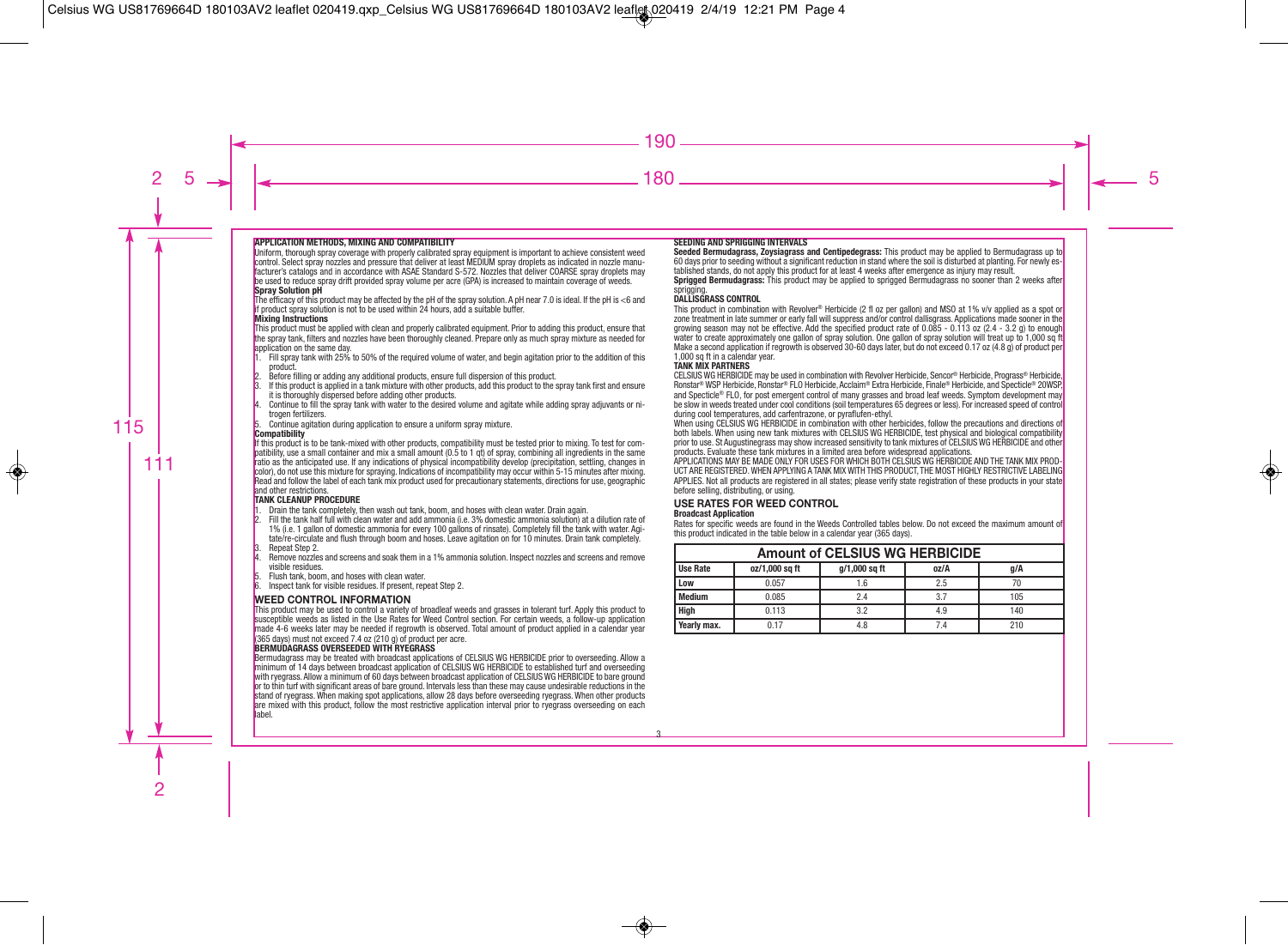## APPLICATION METHODS, MIXING AND COMPATIBILITY

Uniform, thorough spray coverage with properly calibrated spray equipment is important to achieve consistent weed control. Select spray nozzles and pressure that deliver at least MEDIUM spray droplets as indicated in nozzle manufacturer's catalogs and in accordance with ASAE Standard S-572. Nozzles that deliver COARSE spray droplets may be used to reduce spray drift provided spray volume per acre (GPA) is increased to maintain coverage of weeds.

**Spray Solution pH**

The efficacy of this product may be affected by the pH of the spray solution. A pH near 7.0 is ideal. If the pH is <6 and if product spray solution is not to be used within 24 hours, add a suitable buffer.

**Mixing Instructions**

This product must be applied with clean and properly calibrated equipment. Prior to adding this product, ensure that the spray tank, filters and nozzles have been thoroughly cleaned. Prepare only as much spray mixture as needed for application on the same day.

1. Fill spray tank with 25% to 50% of the required volume of water, and begin agitation prior to the addition of this product.
2. Before filling or adding any additional products, ensure full dispersion of this product.
3. If this product is applied in a tank mixture with other products, add this product to the spray tank first and ensure it is thoroughly dispersed before adding other products.
4. Continue to fill the spray tank with water to the desired volume and agitate while adding spray adjuvants or nitrogen fertilizers.
5. Continue agitation during application to ensure a uniform spray mixture.

**Compatibility**

If this product is to be tank-mixed with other products, compatibility must be tested prior to mixing. To test for compatibility, use a small container and mix a small amount (0.5 to 1 qt) of spray, combining all ingredients in the same ratio as the anticipated use. If any indications of physical incompatibility develop (precipitation, settling, changes in color), do not use this mixture for spraying. Indications of incompatibility may occur within 5-15 minutes after mixing. Read and follow the label of each tank mix product used for precautionary statements, directions for use, geographic and other restrictions.

### TANK CLEANUP PROCEDURE

1. Drain the tank completely, then wash out tank, boom, and hoses with clean water. Drain again.
2. Fill the tank half full with clean water and add ammonia (i.e. 3% domestic ammonia solution) at a dilution rate of 1% (i.e. 1 gallon of domestic ammonia for every 100 gallons of rinsate). Completely fill the tank with water. Agitate/re-circulate and flush through boom and hoses. Leave agitation on for 10 minutes. Drain tank completely.
3. Repeat Step 2.
4. Remove nozzles and screens and soak them in a 1% ammonia solution. Inspect nozzles and screens and remove visible residues.
5. Flush tank, boom, and hoses with clean water.
6. Inspect tank for visible residues. If present, repeat Step 2.

## WEED CONTROL INFORMATION

This product may be used to control a variety of broadleaf weeds and grasses in tolerant turf. Apply this product to susceptible weeds as listed in the Use Rates for Weed Control section. For certain weeds, a follow-up application made 4-6 weeks later may be needed if regrowth is observed. Total amount of product applied in a calendar year (365 days) must not exceed 7.4 oz (210 g) of product per acre.

### BERMUDAGRASS OVERSEEDED WITH RYEGRASS

Bermudagrass may be treated with broadcast applications of CELSIUS WG HERBICIDE prior to overseeding. Allow a minimum of 14 days between broadcast application of CELSIUS WG HERBICIDE to established turf and overseeding with ryegrass. Allow a minimum of 60 days between broadcast application of CELSIUS WG HERBICIDE to bare ground or to thin turf with significant areas of bare ground. Intervals less than these may cause undesirable reductions in the stand of ryegrass. When making spot applications, allow 28 days before overseeding ryegrass. When other products are mixed with this product, follow the most restrictive application interval prior to ryegrass overseeding on each label.

### SEEDING AND SPRIGGING INTERVALS

**Seeded Bermudagrass, Zoysiagrass and Centipedegrass:** This product may be applied to Bermudagrass up to 60 days prior to seeding without a significant reduction in stand where the soil is disturbed at planting. For newly established stands, do not apply this product for at least 4 weeks after emergence as injury may result.

**Sprigged Bermudagrass:** This product may be applied to sprigged Bermudagrass no sooner than 2 weeks after sprigging.

### DALLISGRASS CONTROL

This product in combination with Revolver® Herbicide (2 fl oz per gallon) and MSO at 1% v/v applied as a spot or zone treatment in late summer or early fall will suppress and/or control dallisgrass. Applications made sooner in the growing season may not be effective. Add the specified product rate of 0.085 - 0.113 oz (2.4 - 3.2 g) to enough water to create approximately one gallon of spray solution. One gallon of spray solution will treat up to 1,000 sq ft. Make a second application if regrowth is observed 30-60 days later, but do not exceed 0.17 oz (4.8 g) of product per 1,000 sq ft in a calendar year.

### TANK MIX PARTNERS

CELSIUS WG HERBICIDE may be used in combination with Revolver Herbicide, Sencor® Herbicide, Prograss® Herbicide, Ronstar® WSP Herbicide, Ronstar® FLO Herbicide, Acclaim® Extra Herbicide, Finale® Herbicide, and Specticle® 20WSP, and Specticle® FLO, for post emergent control of many grasses and broad leaf weeds. Symptom development may be slow in weeds treated under cool conditions (soil temperatures 65 degrees or less). For increased speed of control during cool temperatures, add carfentrazone, or pyraflufen-ethyl.

When using CELSIUS WG HERBICIDE in combination with other herbicides, follow the precautions and directions of both labels. When using new tank mixtures with CELSIUS WG HERBICIDE, test physical and biological compatibility prior to use. St Augustinegrass may show increased sensitivity to tank mixtures of CELSIUS WG HERBICIDE and other products. Evaluate these tank mixtures in a limited area before widespread applications.

APPLICATIONS MAY BE MADE ONLY FOR USES FOR WHICH BOTH CELSIUS WG HERBICIDE AND THE TANK MIX PRODUCT ARE REGISTERED. WHEN APPLYING A TANK MIX WITH THIS PRODUCT, THE MOST HIGHLY RESTRICTIVE LABELING APPLIES. Not all products are registered in all states; please verify state registration of these products in your state before selling, distributing, or using.

## USE RATES FOR WEED CONTROL

**Broadcast Application**

Rates for specific weeds are found in the Weeds Controlled tables below. Do not exceed the maximum amount of this product indicated in the table below in a calendar year (365 days).

| Amount of CELSIUS WG HERBICIDE | | | | |
|---|---|---|---|---|
| **Use Rate** | **oz/1,000 sq ft** | **g/1,000 sq ft** | **oz/A** | **g/A** |
| **Low** | 0.057 | 1.6 | 2.5 | 70 |
| **Medium** | 0.085 | 2.4 | 3.7 | 105 |
| **High** | 0.113 | 3.2 | 4.9 | 140 |
| **Yearly max.** | 0.17 | 4.8 | 7.4 | 210 |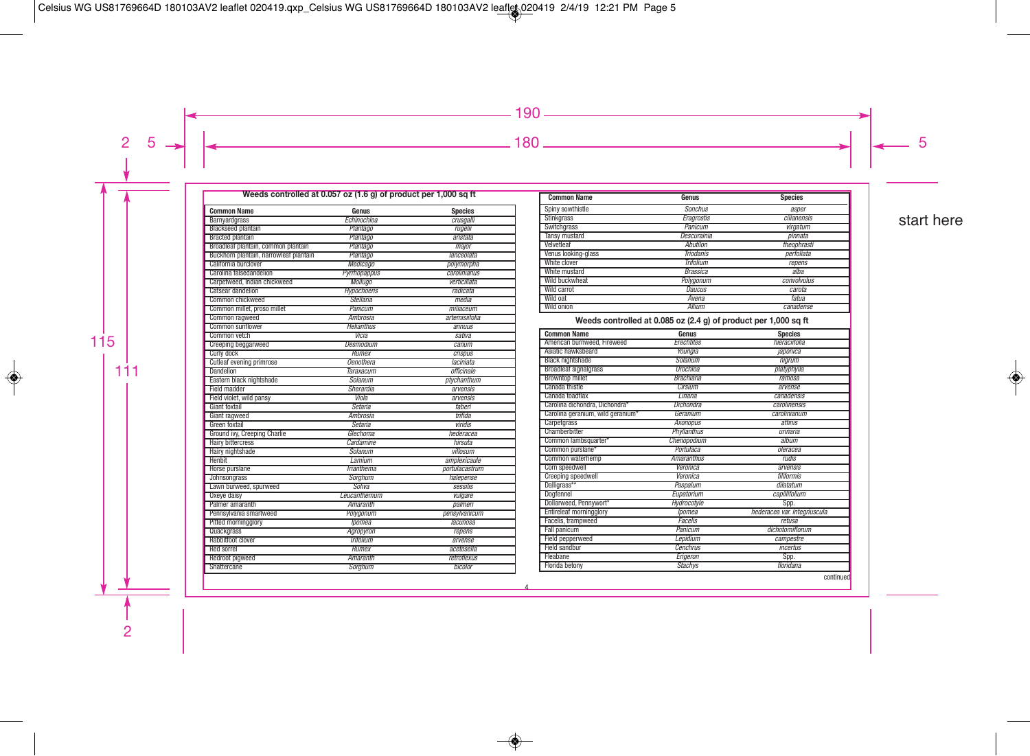### Weeds controlled at 0.057 oz (1.6 g) of product per 1,000 sq ft

| Common Name | Genus | Species |
|---|---|---|
| Barnyardgrass | *Echinochloa* | *crusgalli* |
| Blackseed plantain | *Plantago* | *rugelii* |
| Bracted plantain | *Plantago* | *aristata* |
| Broadleaf plantain, common plantain | *Plantago* | *major* |
| Buckhorn plantain, narrowleaf plantain | *Plantago* | *lanceolata* |
| California burclover | *Medicago* | *polymorpha* |
| Carolina falsedandelion | *Pyrrhopappus* | *carolinianus* |
| Carpetweed, Indian chickweed | *Mollugo* | *verticillata* |
| Catsear dandelion | *Hypochoeris* | *radicata* |
| Common chickweed | *Stellaria* | *media* |
| Common millet, proso millet | *Panicum* | *miliaceum* |
| Common ragweed | *Ambrosia* | *artemisiifolia* |
| Common sunflower | *Helianthus* | *annuus* |
| Common vetch | *Vicia* | *sativa* |
| Creeping beggarweed | *Desmodium* | *canum* |
| Curly dock | *Rumex* | *crispus* |
| Cutleaf evening primrose | *Oenothera* | *laciniata* |
| Dandelion | *Taraxacum* | *officinale* |
| Eastern black nightshade | *Solanum* | *ptychanthum* |
| Field madder | *Sherardia* | *arvensis* |
| Field violet, wild pansy | *Viola* | *arvensis* |
| Giant foxtail | *Setaria* | *faberi* |
| Giant ragweed | *Ambrosia* | *trifida* |
| Green foxtail | *Setaria* | *viridis* |
| Ground ivy, Creeping Charlie | *Glechoma* | *hederacea* |
| Hairy bittercress | *Cardamine* | *hirsuta* |
| Hairy nightshade | *Solanum* | *villosum* |
| Henbit | *Lamium* | *amplexicaule* |
| Horse purslane | *Trianthema* | *portulacastrum* |
| Johnsongrass | *Sorghum* | *halepense* |
| Lawn burweed, spurweed | *Soliva* | *sessilis* |
| Oxeye daisy | *Leucanthemum* | *vulgare* |
| Palmer amaranth | *Amaranth* | *palmeri* |
| Pennsylvania smartweed | *Polygonum* | *pensylvanicum* |
| Pitted morningglory | *Ipomea* | *lacunosa* |
| Quackgrass | *Agropyron* | *repens* |
| Rabbitfoot clover | *Trifolium* | *arvense* |
| Red sorrel | *Rumex* | *acetosella* |
| Redroot pigweed | *Amaranth* | *retroflexus* |
| Shattercane | *Sorghum* | *bicolor* |
| Spiny sowthistle | *Sonchus* | *asper* |
| Stinkgrass | *Eragrostis* | *cilianensis* |
| Switchgrass | *Panicum* | *virgatum* |
| Tansy mustard | *Descurainia* | *pinnata* |
| Velvetleaf | *Abutilon* | *theophrasti* |
| Venus looking-glass | *Triodanis* | *perfoliata* |
| White clover | *Trifolium* | *repens* |
| White mustard | *Brassica* | *alba* |
| Wild buckwheat | *Polygonum* | *convolvulus* |
| Wild carrot | *Daucus* | *carota* |
| Wild oat | *Avena* | *fatua* |
| Wild onion | *Allium* | *canadense* |

### Weeds controlled at 0.085 oz (2.4 g) of product per 1,000 sq ft

| Common Name | Genus | Species |
|---|---|---|
| American burnweed, Fireweed | *Erechtites* | *hieraciifolia* |
| Asiatic hawksbeard | *Youngia* | *japonica* |
| Black nightshade | *Solanum* | *nigrum* |
| Broadleaf signalgrass | *Urochloa* | *platyphylla* |
| Browntop millet | *Brachiaria* | *ramosa* |
| Canada thistle | *Cirsium* | *arvense* |
| Canada toadflax | *Linaria* | *canadensis* |
| Carolina dichondra, Dichondra* | *Dichondra* | *carolinensis* |
| Carolina geranium, wild geranium* | *Geranium* | *carolinianum* |
| Carpetgrass | *Axonopus* | *affinis* |
| Chamberbitter | *Phyllanthus* | *urinaria* |
| Common lambsquarter* | *Chenopodium* | *album* |
| Common purslane* | *Portulaca* | *oleracea* |
| Common waterhemp | *Amaranthus* | *rudis* |
| Corn speedwell | *Veronica* | *arvensis* |
| Creeping speedwell | *Veronica* | *filiformis* |
| Dallisgrass** | *Paspalum* | *dilatatum* |
| Dogfennel | *Eupatorium* | *capillifolium* |
| Dollarweed, Pennywort* | *Hydrocotyle* | Spp. |
| Entireleaf morningglory | *Ipomea* | *hederacea var. integriuscula* |
| Facelis, trampweed | *Facelis* | *retusa* |
| Fall panicum | *Panicum* | *dichotomiflorum* |
| Field pepperweed | *Lepidium* | *campestre* |
| Field sandbur | *Cenchrus* | *incertus* |
| Fleabane | *Erigeron* | Spp. |
| Florida betony | *Stachys* | *floridana* |

continued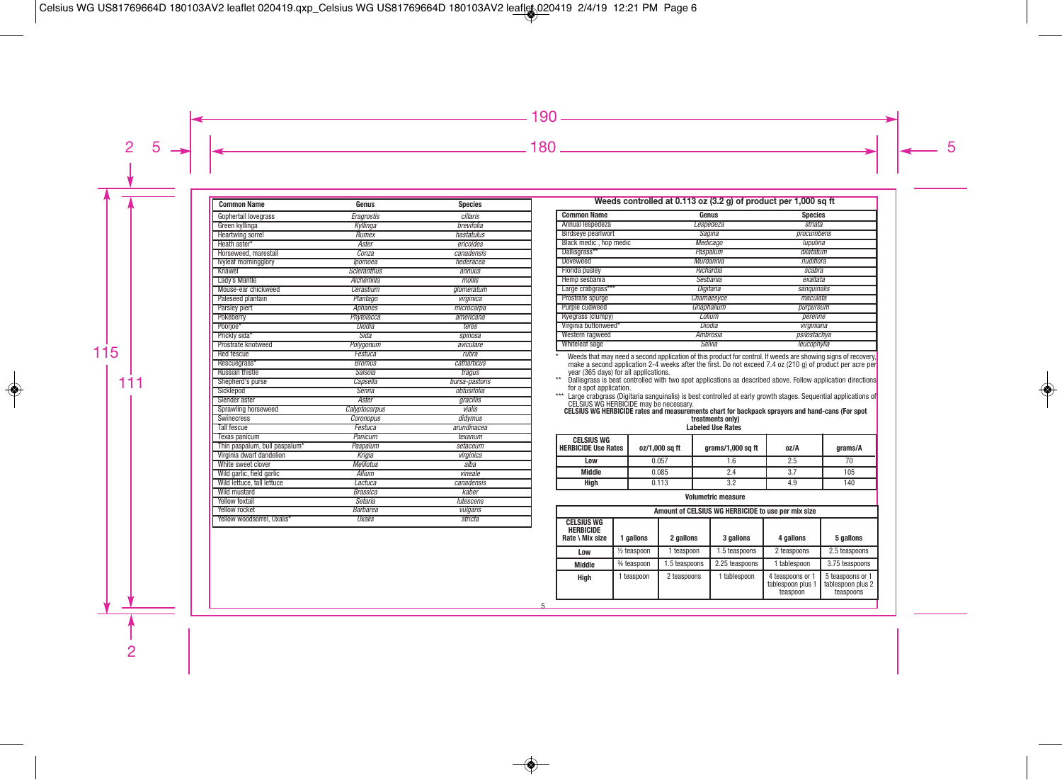| Common Name | Genus | Species |
|---|---|---|
| Gophertail lovegrass | *Eragrostis* | *cillaris* |
| Green kyllinga | *Kyllinga* | *brevifolia* |
| Heartwing sorrel | *Rumex* | *hastatulus* |
| Heath aster* | *Aster* | *ericoides* |
| Horseweed, marestail | *Conza* | *canadensis* |
| Ivyleaf morningglory | *Ipomoea* | *hederacea* |
| Knawel | *Scleranthus* | *annuus* |
| Lady's Mantle | *Alchemilla* | *mollis* |
| Mouse-ear chickweed | *Cerastium* | *glomeratum* |
| Paleseed plantain | *Plantago* | *virginica* |
| Parsley piert | *Aphanes* | *microcarpa* |
| Pokeberry | *Phytolacca* | *americana* |
| Poorjoe* | *Diodia* | *teres* |
| Prickly sida* | *Sida* | *spinosa* |
| Prostrate knotweed | *Polygonum* | *aviculare* |
| Red fescue | *Festuca* | *rubra* |
| Rescuegrass* | *Bromus* | *catharticus* |
| Russian thistle | *Salsola* | *tragus* |
| Shepherd's purse | *Capsella* | *bursa-pastoris* |
| Sicklepod | *Senna* | *obtusifolia* |
| Slender aster | *Aster* | *gracilis* |
| Sprawling horseweed | *Calyptocarpus* | *vialis* |
| Swinecress | *Coronopus* | *didymus* |
| Tall fescue | *Festuca* | *arundinacea* |
| Texas panicum | *Panicum* | *texanum* |
| Thin paspalum, bull paspalum* | *Paspalum* | *setaceum* |
| Virginia dwarf dandelion | *Krigia* | *virginica* |
| White sweet clover | *Melilotus* | *alba* |
| Wild garlic, field garlic | *Allium* | *vineale* |
| Wild lettuce, tall lettuce | *Lactuca* | *canadensis* |
| Wild mustard | *Brassica* | *kaber* |
| Yellow foxtail | *Setaria* | *lutescens* |
| Yellow rocket | *Barbarea* | *vulgaris* |
| Yellow woodsorrel, Oxalis* | *Oxalis* | *stricta* |

**Weeds controlled at 0.113 oz (3.2 g) of product per 1,000 sq ft**

| Common Name | Genus | Species |
|---|---|---|
| Annual lespedeza | *Lespedeza* | *striata* |
| Birdseye pearlwort | *Sagina* | *procumbens* |
| Black medic , hop medic | *Medicago* | *lupulina* |
| Dallisgrass** | *Paspalum* | *dilatatum* |
| Doveweed | *Murdannia* | *nudiflora* |
| Florida pusley | *Richardia* | *scabra* |
| Hemp sesbania | *Sesbania* | *exaltata* |
| Large crabgrass*** | *Digitana* | *sanquinalis* |
| Prostrate spurge | *Chamaesyce* | *maculata* |
| Purple cudweed | *Gnaphalium* | *purpureum* |
| Ryegrass (clumpy) | *Lolium* | *perenne* |
| Virginia buttonweed* | *Diodia* | *virginiana* |
| Western ragweed | *Ambrosia* | *psilostachya* |
| Whiteleaf sage | *Salvia* | *leucophylla* |

\* Weeds that may need a second application of this product for control. If weeds are showing signs of recovery, make a second application 2-4 weeks after the first. Do not exceed 7.4 oz (210 g) of product per acre per year (365 days) for all applications.

\*\* Dallisgrass is best controlled with two spot applications as described above. Follow application directions for a spot application.

\*\*\* Large crabgrass (Digitaria sanguinalis) is best controlled at early growth stages. Sequential applications of CELSIUS WG HERBICIDE may be necessary.

**CELSIUS WG HERBICIDE rates and measurements chart for backpack sprayers and hand-cans (For spot treatments only)**

**Labeled Use Rates**

| CELSIUS WG HERBICIDE Use Rates | oz/1,000 sq ft | grams/1,000 sq ft | oz/A | grams/A |
|---|---|---|---|---|
| Low | 0.057 | 1.6 | 2.5 | 70 |
| Middle | 0.085 | 2.4 | 3.7 | 105 |
| High | 0.113 | 3.2 | 4.9 | 140 |

**Volumetric measure**

| CELSIUS WG HERBICIDE Rate \ Mix size | Amount of CELSIUS WG HERBICIDE to use per mix size | | | | |
|---|---|---|---|---|---|
| | 1 gallons | 2 gallons | 3 gallons | 4 gallons | 5 gallons |
| Low | ½ teaspoon | 1 teaspoon | 1.5 teaspoons | 2 teaspoons | 2.5 teaspoons |
| Middle | ¾ teaspoon | 1.5 teaspoons | 2.25 teaspoons | 1 tablespoon | 3.75 teaspoons |
| High | 1 teaspoon | 2 teaspoons | 1 tablespoon | 4 teaspoons or 1 tablespoon plus 1 teaspoon | 5 teaspoons or 1 tablespoon plus 2 teaspoons |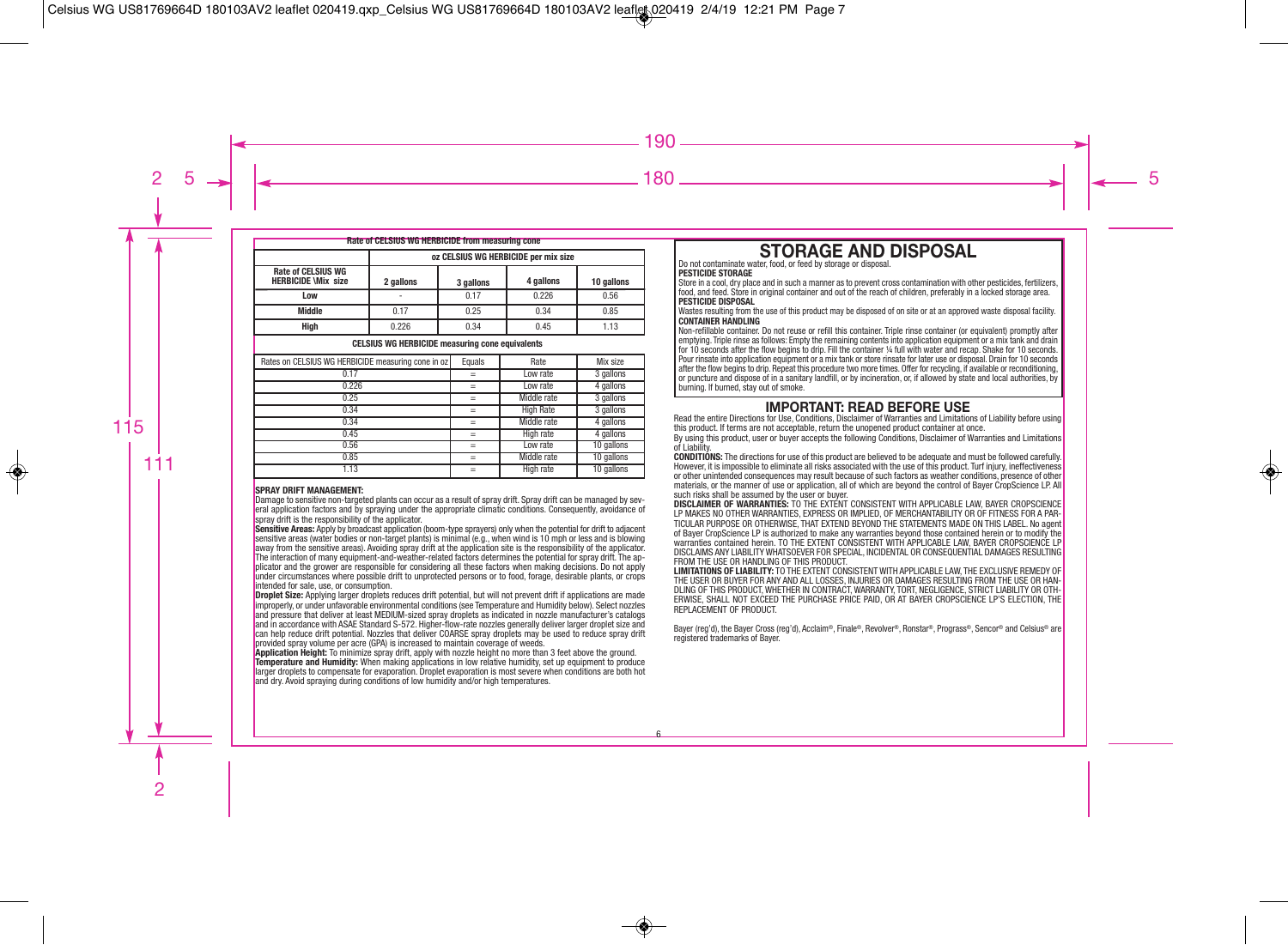Rate of CELSIUS WG HERBICIDE from measuring cone

| Rate of CELSIUS WG HERBICIDE \Mix size | oz CELSIUS WG HERBICIDE per mix size | | | |
|---|---|---|---|---|
| | 2 gallons | 3 gallons | 4 gallons | 10 gallons |
| Low | - | 0.17 | 0.226 | 0.56 |
| Middle | 0.17 | 0.25 | 0.34 | 0.85 |
| High | 0.226 | 0.34 | 0.45 | 1.13 |

CELSIUS WG HERBICIDE measuring cone equivalents

| Rates on CELSIUS WG HERBICIDE measuring cone in oz | Equals | Rate | Mix size |
|---|---|---|---|
| 0.17 | = | Low rate | 3 gallons |
| 0.226 | = | Low rate | 4 gallons |
| 0.25 | = | Middle rate | 3 gallons |
| 0.34 | = | High Rate | 3 gallons |
| 0.34 | = | Middle rate | 4 gallons |
| 0.45 | = | High rate | 4 gallons |
| 0.56 | = | Low rate | 10 gallons |
| 0.85 | = | Middle rate | 10 gallons |
| 1.13 | = | High rate | 10 gallons |

**SPRAY DRIFT MANAGEMENT:**

Damage to sensitive non-targeted plants can occur as a result of spray drift. Spray drift can be managed by several application factors and by spraying under the appropriate climatic conditions. Consequently, avoidance of spray drift is the responsibility of the applicator.

**Sensitive Areas:** Apply by broadcast application (boom-type sprayers) only when the potential for drift to adjacent sensitive areas (water bodies or non-target plants) is minimal (e.g., when wind is 10 mph or less and is blowing away from the sensitive areas). Avoiding spray drift at the application site is the responsibility of the applicator. The interaction of many equipment-and-weather-related factors determines the potential for spray drift. The applicator and the grower are responsible for considering all these factors when making decisions. Do not apply under circumstances where possible drift to unprotected persons or to food, forage, desirable plants, or crops intended for sale, use, or consumption.

**Droplet Size:** Applying larger droplets reduces drift potential, but will not prevent drift if applications are made improperly, or under unfavorable environmental conditions (see Temperature and Humidity below). Select nozzles and pressure that deliver at least MEDIUM-sized spray droplets as indicated in nozzle manufacturer's catalogs and in accordance with ASAE Standard S-572. Higher-flow-rate nozzles generally deliver larger droplet size and can help reduce drift potential. Nozzles that deliver COARSE spray droplets may be used to reduce spray drift provided spray volume per acre (GPA) is increased to maintain coverage of weeds.

**Application Height:** To minimize spray drift, apply with nozzle height no more than 3 feet above the ground.

**Temperature and Humidity:** When making applications in low relative humidity, set up equipment to produce larger droplets to compensate for evaporation. Droplet evaporation is most severe when conditions are both hot and dry. Avoid spraying during conditions of low humidity and/or high temperatures.

# STORAGE AND DISPOSAL

Do not contaminate water, food, or feed by storage or disposal.

**PESTICIDE STORAGE**

Store in a cool, dry place and in such a manner as to prevent cross contamination with other pesticides, fertilizers, food, and feed. Store in original container and out of the reach of children, preferably in a locked storage area.

**PESTICIDE DISPOSAL**

Wastes resulting from the use of this product may be disposed of on site or at an approved waste disposal facility.

**CONTAINER HANDLING**

Non-refillable container. Do not reuse or refill this container. Triple rinse container (or equivalent) promptly after emptying. Triple rinse as follows: Empty the remaining contents into application equipment or a mix tank and drain for 10 seconds after the flow begins to drip. Fill the container ¼ full with water and recap. Shake for 10 seconds. Pour rinsate into application equipment or a mix tank or store rinsate for later use or disposal. Drain for 10 seconds after the flow begins to drip. Repeat this procedure two more times. Offer for recycling, if available or reconditioning, or puncture and dispose of in a sanitary landfill, or by incineration, or, if allowed by state and local authorities, by burning. If burned, stay out of smoke.

## IMPORTANT: READ BEFORE USE

Read the entire Directions for Use, Conditions, Disclaimer of Warranties and Limitations of Liability before using this product. If terms are not acceptable, return the unopened product container at once.

By using this product, user or buyer accepts the following Conditions, Disclaimer of Warranties and Limitations of Liability.

**CONDITIONS:** The directions for use of this product are believed to be adequate and must be followed carefully. However, it is impossible to eliminate all risks associated with the use of this product. Turf injury, ineffectiveness or other unintended consequences may result because of such factors as weather conditions, presence of other materials, or the manner of use or application, all of which are beyond the control of Bayer CropScience LP. All such risks shall be assumed by the user or buyer.

**DISCLAIMER OF WARRANTIES:** TO THE EXTENT CONSISTENT WITH APPLICABLE LAW, BAYER CROPSCIENCE LP MAKES NO OTHER WARRANTIES, EXPRESS OR IMPLIED, OF MERCHANTABILITY OR OF FITNESS FOR A PARTICULAR PURPOSE OR OTHERWISE, THAT EXTEND BEYOND THE STATEMENTS MADE ON THIS LABEL. No agent of Bayer CropScience LP is authorized to make any warranties beyond those contained herein or to modify the warranties contained herein. TO THE EXTENT CONSISTENT WITH APPLICABLE LAW, BAYER CROPSCIENCE LP DISCLAIMS ANY LIABILITY WHATSOEVER FOR SPECIAL, INCIDENTAL OR CONSEQUENTIAL DAMAGES RESULTING FROM THE USE OR HANDLING OF THIS PRODUCT.

**LIMITATIONS OF LIABILITY:** TO THE EXTENT CONSISTENT WITH APPLICABLE LAW, THE EXCLUSIVE REMEDY OF THE USER OR BUYER FOR ANY AND ALL LOSSES, INJURIES OR DAMAGES RESULTING FROM THE USE OR HANDLING OF THIS PRODUCT, WHETHER IN CONTRACT, WARRANTY, TORT, NEGLIGENCE, STRICT LIABILITY OR OTHERWISE, SHALL NOT EXCEED THE PURCHASE PRICE PAID, OR AT BAYER CROPSCIENCE LP'S ELECTION, THE REPLACEMENT OF PRODUCT.

Bayer (reg'd), the Bayer Cross (reg'd), Acclaim®, Finale®, Revolver®, Ronstar®, Prograss®, Sencor® and Celsius® are registered trademarks of Bayer.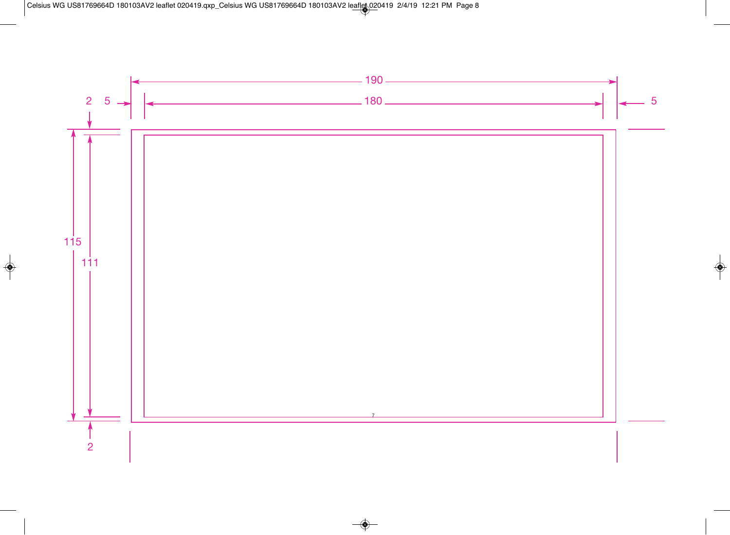190

2 5

180

5

115

111

2